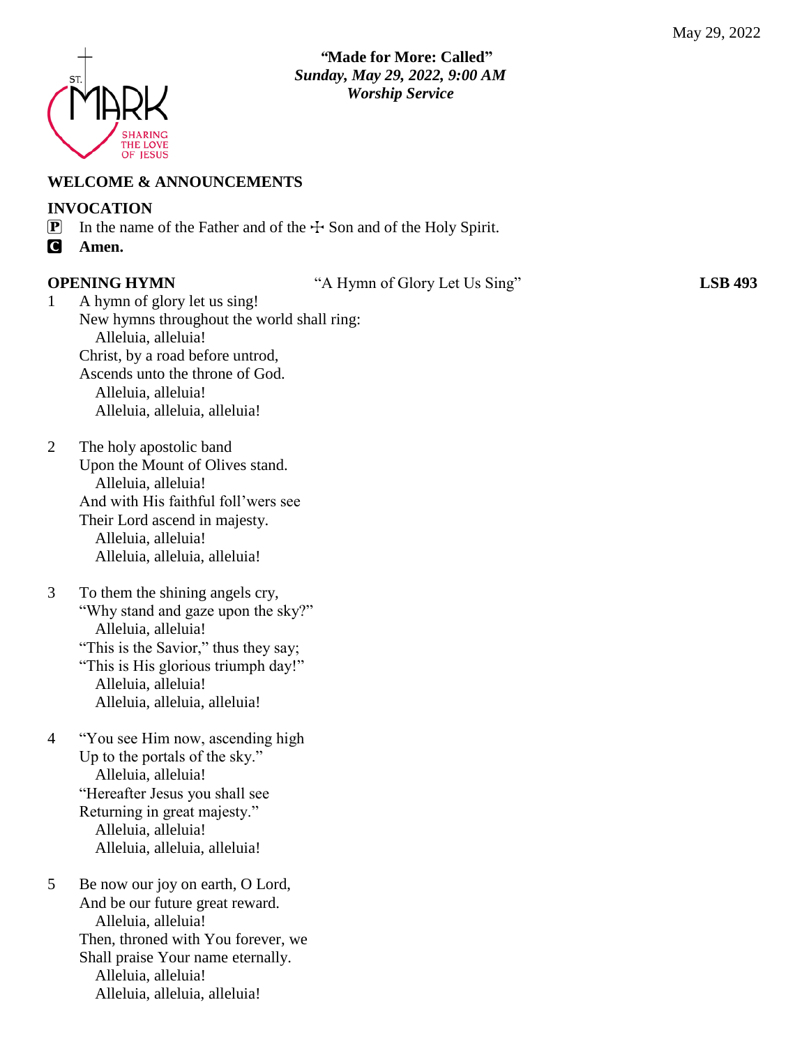May 29, 2022

**"Made for More: Called"**
***Sunday, May 29, 2022, 9:00 AM***
***Worship Service***

## WELCOME & ANNOUNCEMENTS

## INVOCATION

P In the name of the Father and of the ☩ Son and of the Holy Spirit.

C **Amen.**

## OPENING HYMN "A Hymn of Glory Let Us Sing" LSB 493

1 A hymn of glory let us sing!
New hymns throughout the world shall ring:
Alleluia, alleluia!
Christ, by a road before untrod,
Ascends unto the throne of God.
Alleluia, alleluia!
Alleluia, alleluia, alleluia!

2 The holy apostolic band
Upon the Mount of Olives stand.
Alleluia, alleluia!
And with His faithful foll'wers see
Their Lord ascend in majesty.
Alleluia, alleluia!
Alleluia, alleluia, alleluia!

3 To them the shining angels cry,
"Why stand and gaze upon the sky?"
Alleluia, alleluia!
"This is the Savior," thus they say;
"This is His glorious triumph day!"
Alleluia, alleluia!
Alleluia, alleluia, alleluia!

4 "You see Him now, ascending high
Up to the portals of the sky."
Alleluia, alleluia!
"Hereafter Jesus you shall see
Returning in great majesty."
Alleluia, alleluia!
Alleluia, alleluia, alleluia!

5 Be now our joy on earth, O Lord,
And be our future great reward.
Alleluia, alleluia!
Then, throned with You forever, we
Shall praise Your name eternally.
Alleluia, alleluia!
Alleluia, alleluia, alleluia!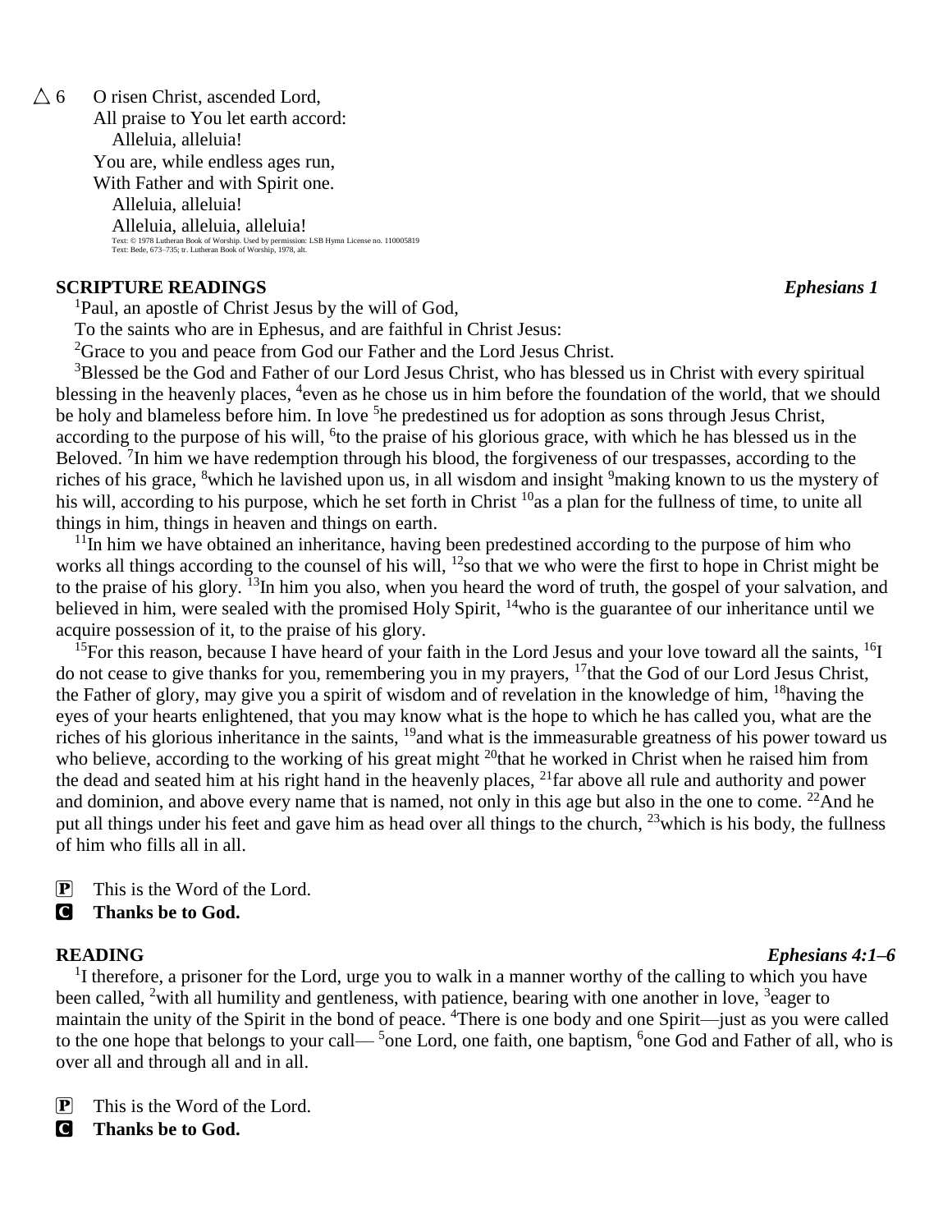△ 6 O risen Christ, ascended Lord,
All praise to You let earth accord:
Alleluia, alleluia!
You are, while endless ages run,
With Father and with Spirit one.
Alleluia, alleluia!
Alleluia, alleluia, alleluia!

Text: © 1978 Lutheran Book of Worship. Used by permission: LSB Hymn License no. 110005819
Text: Bede, 673–735; tr. Lutheran Book of Worship, 1978, alt.

**SCRIPTURE READINGS** *Ephesians 1*

[1]Paul, an apostle of Christ Jesus by the will of God,
To the saints who are in Ephesus, and are faithful in Christ Jesus:
[2]Grace to you and peace from God our Father and the Lord Jesus Christ.

[3]Blessed be the God and Father of our Lord Jesus Christ, who has blessed us in Christ with every spiritual blessing in the heavenly places, [4]even as he chose us in him before the foundation of the world, that we should be holy and blameless before him. In love [5]he predestined us for adoption as sons through Jesus Christ, according to the purpose of his will, [6]to the praise of his glorious grace, with which he has blessed us in the Beloved. [7]In him we have redemption through his blood, the forgiveness of our trespasses, according to the riches of his grace, [8]which he lavished upon us, in all wisdom and insight [9]making known to us the mystery of his will, according to his purpose, which he set forth in Christ [10]as a plan for the fullness of time, to unite all things in him, things in heaven and things on earth.

[11]In him we have obtained an inheritance, having been predestined according to the purpose of him who works all things according to the counsel of his will, [12]so that we who were the first to hope in Christ might be to the praise of his glory. [13]In him you also, when you heard the word of truth, the gospel of your salvation, and believed in him, were sealed with the promised Holy Spirit, [14]who is the guarantee of our inheritance until we acquire possession of it, to the praise of his glory.

[15]For this reason, because I have heard of your faith in the Lord Jesus and your love toward all the saints, [16]I do not cease to give thanks for you, remembering you in my prayers, [17]that the God of our Lord Jesus Christ, the Father of glory, may give you a spirit of wisdom and of revelation in the knowledge of him, [18]having the eyes of your hearts enlightened, that you may know what is the hope to which he has called you, what are the riches of his glorious inheritance in the saints, [19]and what is the immeasurable greatness of his power toward us who believe, according to the working of his great might [20]that he worked in Christ when he raised him from the dead and seated him at his right hand in the heavenly places, [21]far above all rule and authority and power and dominion, and above every name that is named, not only in this age but also in the one to come. [22]And he put all things under his feet and gave him as head over all things to the church, [23]which is his body, the fullness of him who fills all in all.

P This is the Word of the Lord.
C **Thanks be to God.**

**READING** *Ephesians 4:1–6*

[1]I therefore, a prisoner for the Lord, urge you to walk in a manner worthy of the calling to which you have been called, [2]with all humility and gentleness, with patience, bearing with one another in love, [3]eager to maintain the unity of the Spirit in the bond of peace. [4]There is one body and one Spirit—just as you were called to the one hope that belongs to your call— [5]one Lord, one faith, one baptism, [6]one God and Father of all, who is over all and through all and in all.

P This is the Word of the Lord.
C **Thanks be to God.**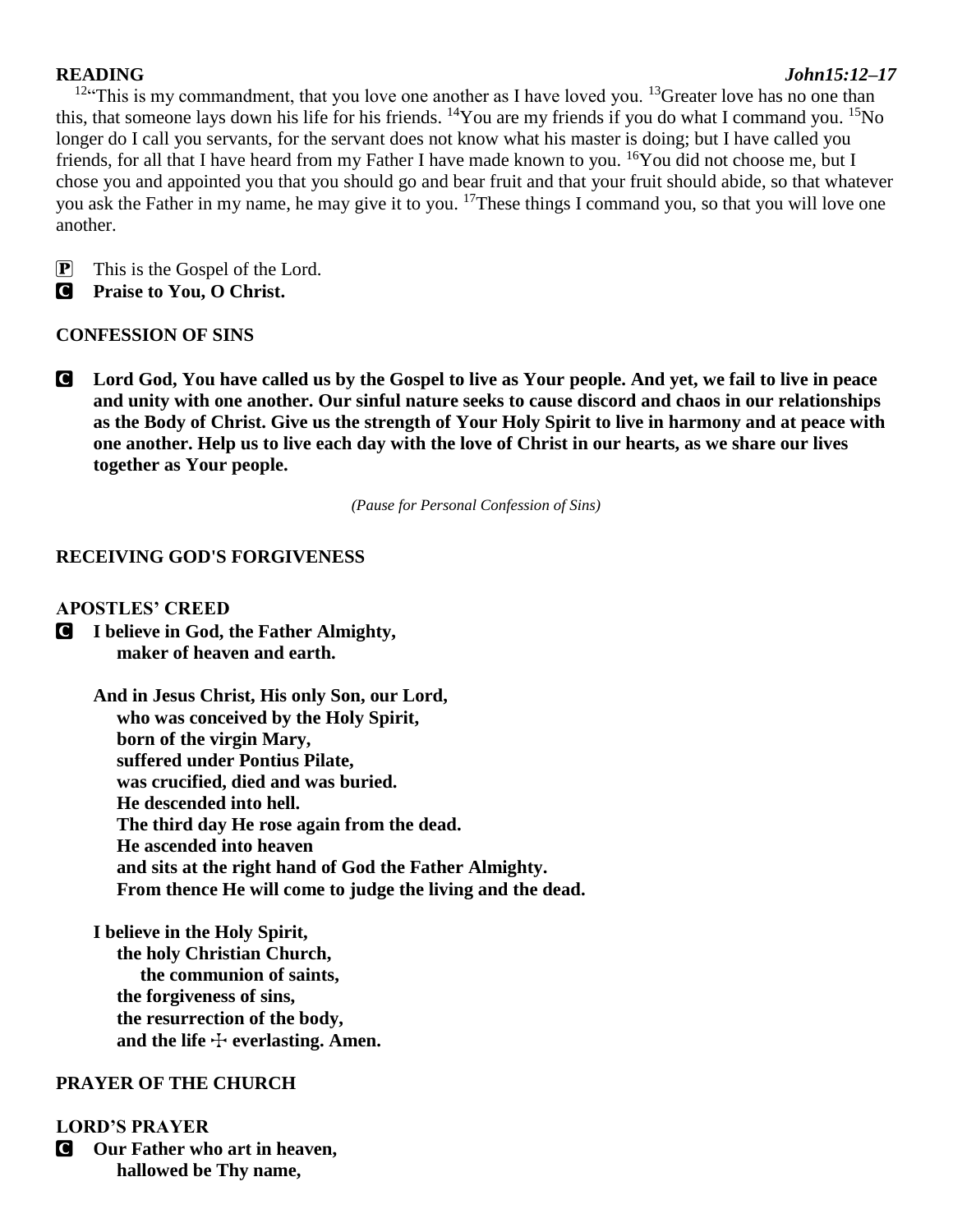**READING** ***John15:12–17***

[12]"This is my commandment, that you love one another as I have loved you. [13]Greater love has no one than this, that someone lays down his life for his friends. [14]You are my friends if you do what I command you. [15]No longer do I call you servants, for the servant does not know what his master is doing; but I have called you friends, for all that I have heard from my Father I have made known to you. [16]You did not choose me, but I chose you and appointed you that you should go and bear fruit and that your fruit should abide, so that whatever you ask the Father in my name, he may give it to you. [17]These things I command you, so that you will love one another.

P This is the Gospel of the Lord.

C **Praise to You, O Christ.**

**CONFESSION OF SINS**

C **Lord God, You have called us by the Gospel to live as Your people. And yet, we fail to live in peace and unity with one another. Our sinful nature seeks to cause discord and chaos in our relationships as the Body of Christ. Give us the strength of Your Holy Spirit to live in harmony and at peace with one another. Help us to live each day with the love of Christ in our hearts, as we share our lives together as Your people.**

*(Pause for Personal Confession of Sins)*

**RECEIVING GOD'S FORGIVENESS**

**APOSTLES' CREED**

C **I believe in God, the Father Almighty,**
**maker of heaven and earth.**

**And in Jesus Christ, His only Son, our Lord,**
**who was conceived by the Holy Spirit,**
**born of the virgin Mary,**
**suffered under Pontius Pilate,**
**was crucified, died and was buried.**
**He descended into hell.**
**The third day He rose again from the dead.**
**He ascended into heaven**
**and sits at the right hand of God the Father Almighty.**
**From thence He will come to judge the living and the dead.**

**I believe in the Holy Spirit,**
**the holy Christian Church,**
**the communion of saints,**
**the forgiveness of sins,**
**the resurrection of the body,**
**and the life ☩ everlasting. Amen.**

**PRAYER OF THE CHURCH**

**LORD'S PRAYER**

C **Our Father who art in heaven,**
**hallowed be Thy name,**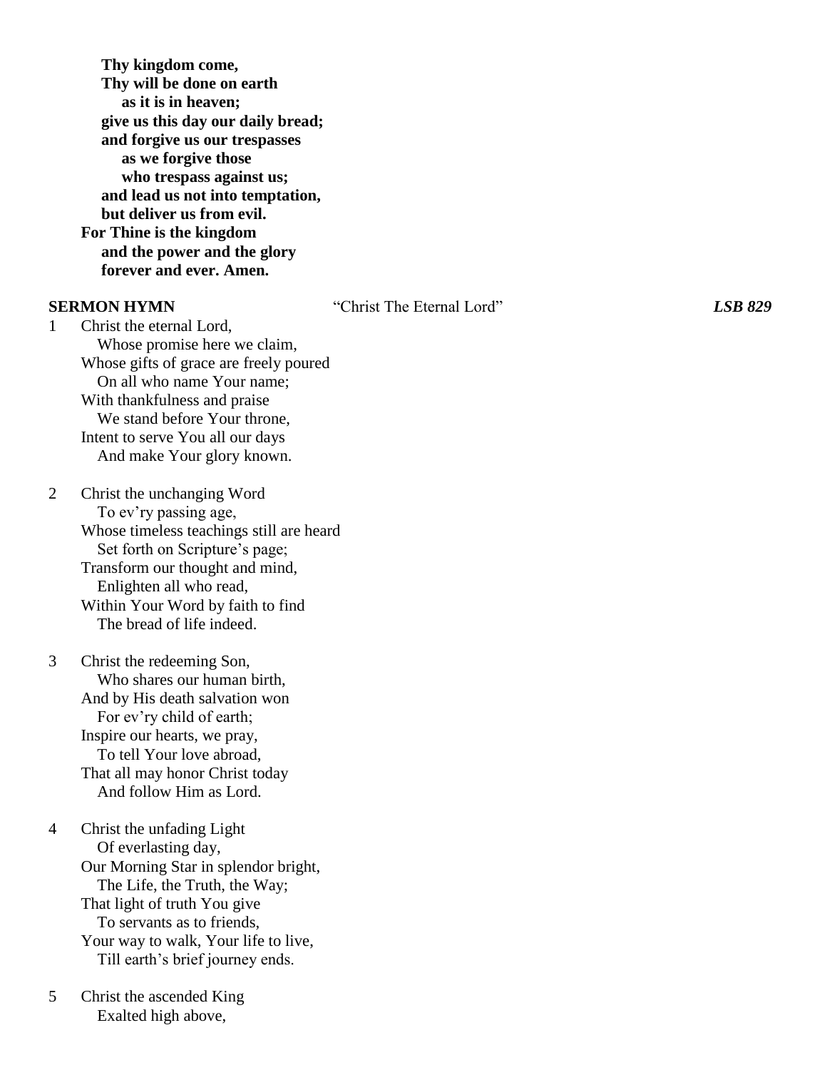**Thy kingdom come,**
**Thy will be done on earth**
**as it is in heaven;**
**give us this day our daily bread;**
**and forgive us our trespasses**
**as we forgive those**
**who trespass against us;**
**and lead us not into temptation,**
**but deliver us from evil.**
**For Thine is the kingdom**
**and the power and the glory**
**forever and ever. Amen.**

**SERMON HYMN** "Christ The Eternal Lord" ***LSB 829***

1 Christ the eternal Lord,
Whose promise here we claim,
Whose gifts of grace are freely poured
On all who name Your name;
With thankfulness and praise
We stand before Your throne,
Intent to serve You all our days
And make Your glory known.

2 Christ the unchanging Word
To ev'ry passing age,
Whose timeless teachings still are heard
Set forth on Scripture's page;
Transform our thought and mind,
Enlighten all who read,
Within Your Word by faith to find
The bread of life indeed.

3 Christ the redeeming Son,
Who shares our human birth,
And by His death salvation won
For ev'ry child of earth;
Inspire our hearts, we pray,
To tell Your love abroad,
That all may honor Christ today
And follow Him as Lord.

4 Christ the unfading Light
Of everlasting day,
Our Morning Star in splendor bright,
The Life, the Truth, the Way;
That light of truth You give
To servants as to friends,
Your way to walk, Your life to live,
Till earth's brief journey ends.

5 Christ the ascended King
Exalted high above,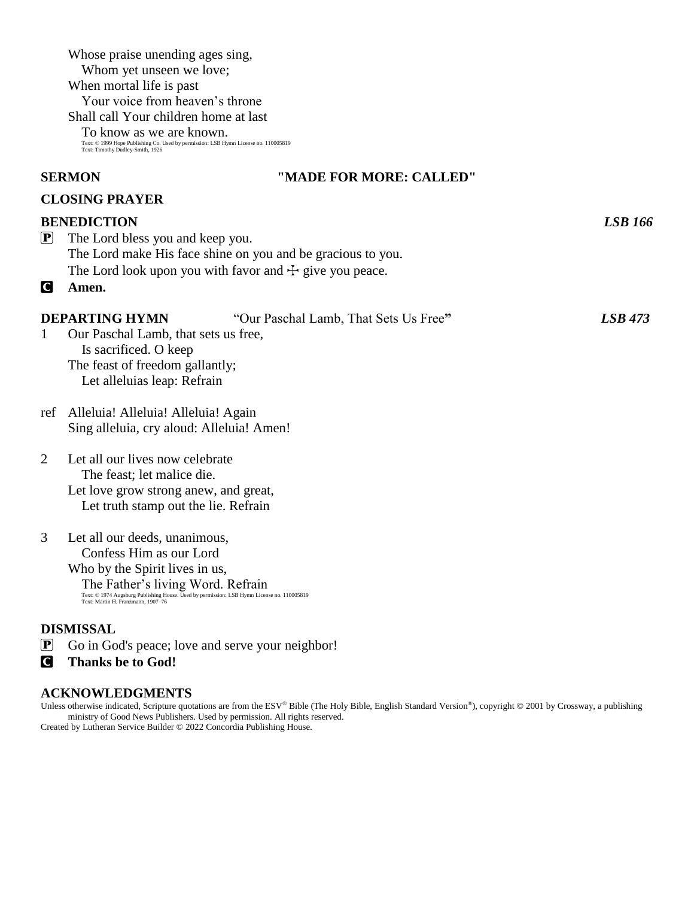Whose praise unending ages sing,
  Whom yet unseen we love;
When mortal life is past
  Your voice from heaven's throne
Shall call Your children home at last
  To know as we are known.

Text: © 1999 Hope Publishing Co. Used by permission: LSB Hymn License no. 110005819
Text: Timothy Dudley-Smith, 1926

**SERMON** **"MADE FOR MORE: CALLED"**

**CLOSING PRAYER**

**BENEDICTION** ***LSB 166***

P The Lord bless you and keep you.
The Lord make His face shine on you and be gracious to you.
The Lord look upon you with favor and ☩ give you peace.

C **Amen.**

**DEPARTING HYMN** "Our Paschal Lamb, That Sets Us Free" ***LSB 473***

1 Our Paschal Lamb, that sets us free,
  Is sacrificed. O keep
The feast of freedom gallantly;
  Let alleluias leap: Refrain

ref Alleluia! Alleluia! Alleluia! Again
Sing alleluia, cry aloud: Alleluia! Amen!

2 Let all our lives now celebrate
  The feast; let malice die.
Let love grow strong anew, and great,
  Let truth stamp out the lie. Refrain

3 Let all our deeds, unanimous,
  Confess Him as our Lord
Who by the Spirit lives in us,
  The Father's living Word. Refrain

Text: © 1974 Augsburg Publishing House. Used by permission: LSB Hymn License no. 110005819
Text: Martin H. Franzmann, 1907–76

**DISMISSAL**

P Go in God's peace; love and serve your neighbor!

C **Thanks be to God!**

**ACKNOWLEDGMENTS**

Unless otherwise indicated, Scripture quotations are from the ESV® Bible (The Holy Bible, English Standard Version®), copyright © 2001 by Crossway, a publishing ministry of Good News Publishers. Used by permission. All rights reserved.
Created by Lutheran Service Builder © 2022 Concordia Publishing House.